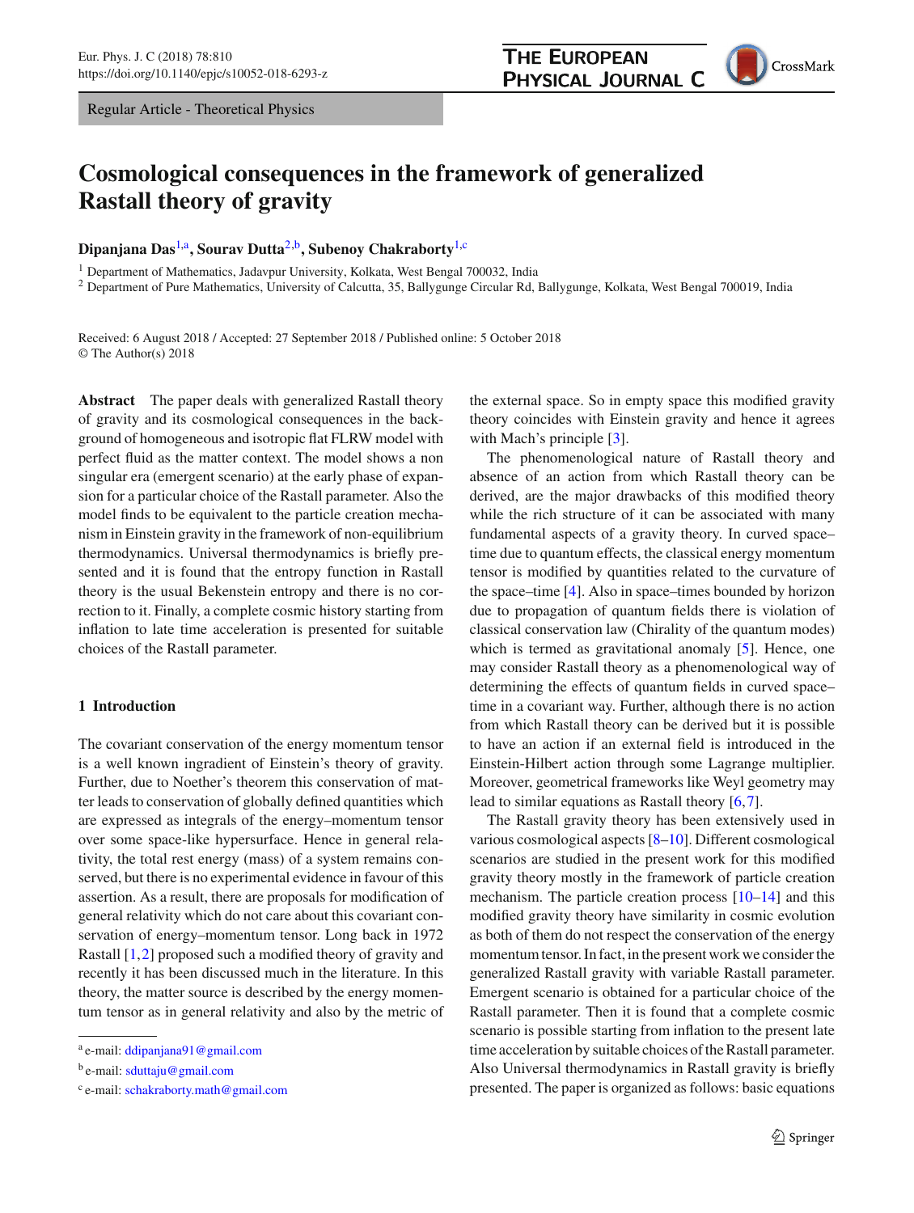Regular Article - Theoretical Physics

# Cosmological consequences in the framework of generalized Rastall theory of gravity

**Dipanjana Das**[1,a], **Sourav Dutta**[2,b], **Subenoy Chakraborty**[1,c]

[1] Department of Mathematics, Jadavpur University, Kolkata, West Bengal 700032, India
[2] Department of Pure Mathematics, University of Calcutta, 35, Ballygunge Circular Rd, Ballygunge, Kolkata, West Bengal 700019, India

Received: 6 August 2018 / Accepted: 27 September 2018 / Published online: 5 October 2018
© The Author(s) 2018

**Abstract** The paper deals with generalized Rastall theory of gravity and its cosmological consequences in the background of homogeneous and isotropic flat FLRW model with perfect fluid as the matter context. The model shows a non singular era (emergent scenario) at the early phase of expansion for a particular choice of the Rastall parameter. Also the model finds to be equivalent to the particle creation mechanism in Einstein gravity in the framework of non-equilibrium thermodynamics. Universal thermodynamics is briefly presented and it is found that the entropy function in Rastall theory is the usual Bekenstein entropy and there is no correction to it. Finally, a complete cosmic history starting from inflation to late time acceleration is presented for suitable choices of the Rastall parameter.

## 1 Introduction

The covariant conservation of the energy momentum tensor is a well known ingradient of Einstein's theory of gravity. Further, due to Noether's theorem this conservation of matter leads to conservation of globally defined quantities which are expressed as integrals of the energy–momentum tensor over some space-like hypersurface. Hence in general relativity, the total rest energy (mass) of a system remains conserved, but there is no experimental evidence in favour of this assertion. As a result, there are proposals for modification of general relativity which do not care about this covariant conservation of energy–momentum tensor. Long back in 1972 Rastall [1,2] proposed such a modified theory of gravity and recently it has been discussed much in the literature. In this theory, the matter source is described by the energy momentum tensor as in general relativity and also by the metric of the external space. So in empty space this modified gravity theory coincides with Einstein gravity and hence it agrees with Mach's principle [3].

The phenomenological nature of Rastall theory and absence of an action from which Rastall theory can be derived, are the major drawbacks of this modified theory while the rich structure of it can be associated with many fundamental aspects of a gravity theory. In curved space–time due to quantum effects, the classical energy momentum tensor is modified by quantities related to the curvature of the space–time [4]. Also in space–times bounded by horizon due to propagation of quantum fields there is violation of classical conservation law (Chirality of the quantum modes) which is termed as gravitational anomaly [5]. Hence, one may consider Rastall theory as a phenomenological way of determining the effects of quantum fields in curved space–time in a covariant way. Further, although there is no action from which Rastall theory can be derived but it is possible to have an action if an external field is introduced in the Einstein-Hilbert action through some Lagrange multiplier. Moreover, geometrical frameworks like Weyl geometry may lead to similar equations as Rastall theory [6,7].

The Rastall gravity theory has been extensively used in various cosmological aspects [8–10]. Different cosmological scenarios are studied in the present work for this modified gravity theory mostly in the framework of particle creation mechanism. The particle creation process [10–14] and this modified gravity theory have similarity in cosmic evolution as both of them do not respect the conservation of the energy momentum tensor. In fact, in the present work we consider the generalized Rastall gravity with variable Rastall parameter. Emergent scenario is obtained for a particular choice of the Rastall parameter. Then it is found that a complete cosmic scenario is possible starting from inflation to the present late time acceleration by suitable choices of the Rastall parameter. Also Universal thermodynamics in Rastall gravity is briefly presented. The paper is organized as follows: basic equations

[a] e-mail: ddipanjana91@gmail.com
[b] e-mail: sduttaju@gmail.com
[c] e-mail: schakraborty.math@gmail.com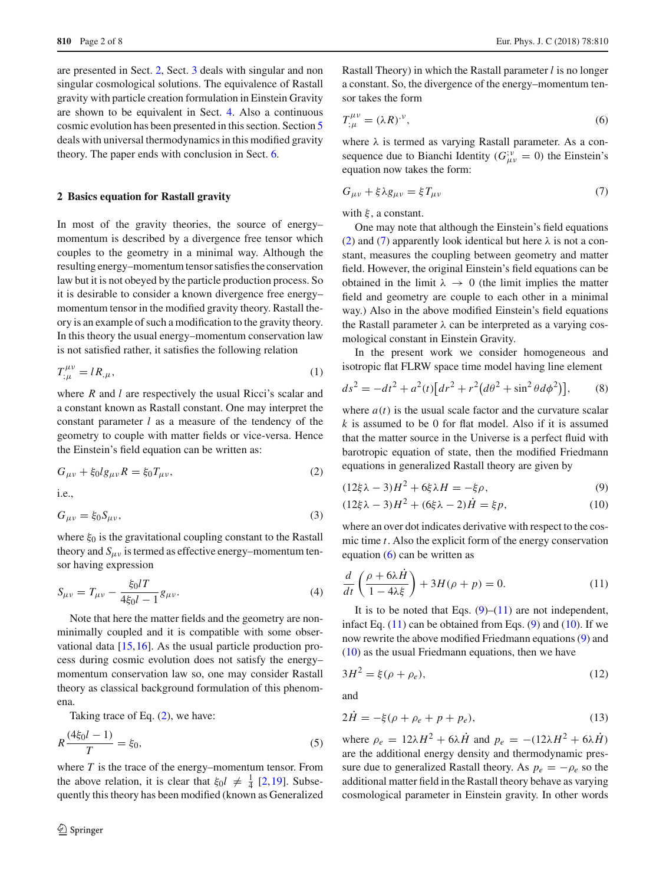are presented in Sect. 2, Sect. 3 deals with singular and non singular cosmological solutions. The equivalence of Rastall gravity with particle creation formulation in Einstein Gravity are shown to be equivalent in Sect. 4. Also a continuous cosmic evolution has been presented in this section. Section 5 deals with universal thermodynamics in this modified gravity theory. The paper ends with conclusion in Sect. 6.

## 2 Basics equation for Rastall gravity

In most of the gravity theories, the source of energy–momentum is described by a divergence free tensor which couples to the geometry in a minimal way. Although the resulting energy–momentum tensor satisfies the conservation law but it is not obeyed by the particle production process. So it is desirable to consider a known divergence free energy–momentum tensor in the modified gravity theory. Rastall theory is an example of such a modification to the gravity theory. In this theory the usual energy–momentum conservation law is not satisfied rather, it satisfies the following relation

$$T^{\mu\nu}_{;\mu} = lR_{,\mu}, \tag{1}$$

where $R$ and $l$ are respectively the usual Ricci's scalar and a constant known as Rastall constant. One may interpret the constant parameter $l$ as a measure of the tendency of the geometry to couple with matter fields or vice-versa. Hence the Einstein's field equation can be written as:

$$G_{\mu\nu} + \xi_0 l g_{\mu\nu} R = \xi_0 T_{\mu\nu}, \tag{2}$$

i.e.,

$$G_{\mu\nu} = \xi_0 S_{\mu\nu}, \tag{3}$$

where $\xi_0$ is the gravitational coupling constant to the Rastall theory and $S_{\mu\nu}$ is termed as effective energy–momentum tensor having expression

$$S_{\mu\nu} = T_{\mu\nu} - \frac{\xi_0 l T}{4\xi_0 l - 1} g_{\mu\nu}. \tag{4}$$

Note that here the matter fields and the geometry are non-minimally coupled and it is compatible with some observational data [15,16]. As the usual particle production process during cosmic evolution does not satisfy the energy–momentum conservation law so, one may consider Rastall theory as classical background formulation of this phenomena.

Taking trace of Eq. (2), we have:

$$R\frac{(4\xi_0 l - 1)}{T} = \xi_0, \tag{5}$$

where $T$ is the trace of the energy–momentum tensor. From the above relation, it is clear that $\xi_0 l \neq \frac{1}{4}$ [2,19]. Subsequently this theory has been modified (known as Generalized Rastall Theory) in which the Rastall parameter $l$ is no longer a constant. So, the divergence of the energy–momentum tensor takes the form

$$T^{\mu\nu}_{;\mu} = (\lambda R)^{,\nu}, \tag{6}$$

where $\lambda$ is termed as varying Rastall parameter. As a consequence due to Bianchi Identity ($G^{;\nu}_{\mu\nu} = 0$) the Einstein's equation now takes the form:

$$G_{\mu\nu} + \xi\lambda g_{\mu\nu} = \xi T_{\mu\nu} \tag{7}$$

with $\xi$, a constant.

One may note that although the Einstein's field equations (2) and (7) apparently look identical but here $\lambda$ is not a constant, measures the coupling between geometry and matter field. However, the original Einstein's field equations can be obtained in the limit $\lambda \to 0$ (the limit implies the matter field and geometry are couple to each other in a minimal way.) Also in the above modified Einstein's field equations the Rastall parameter $\lambda$ can be interpreted as a varying cosmological constant in Einstein Gravity.

In the present work we consider homogeneous and isotropic flat FLRW space time model having line element

$$ds^2 = -dt^2 + a^2(t)\left[dr^2 + r^2\left(d\theta^2 + \sin^2\theta d\phi^2\right)\right], \tag{8}$$

where $a(t)$ is the usual scale factor and the curvature scalar $k$ is assumed to be 0 for flat model. Also if it is assumed that the matter source in the Universe is a perfect fluid with barotropic equation of state, then the modified Friedmann equations in generalized Rastall theory are given by

$$(12\xi\lambda - 3)H^2 + 6\xi\lambda H = -\xi\rho, \tag{9}$$

$$(12\xi\lambda - 3)H^2 + (6\xi\lambda - 2)\dot{H} = \xi p, \tag{10}$$

where an over dot indicates derivative with respect to the cosmic time $t$. Also the explicit form of the energy conservation equation (6) can be written as

$$\frac{d}{dt}\left(\frac{\rho + 6\lambda\dot{H}}{1 - 4\lambda\xi}\right) + 3H(\rho + p) = 0. \tag{11}$$

It is to be noted that Eqs. (9)–(11) are not independent, infact Eq. (11) can be obtained from Eqs. (9) and (10). If we now rewrite the above modified Friedmann equations (9) and (10) as the usual Friedmann equations, then we have

$$3H^2 = \xi(\rho + \rho_e), \tag{12}$$

and

$$2\dot{H} = -\xi(\rho + \rho_e + p + p_e), \tag{13}$$

where $\rho_e = 12\lambda H^2 + 6\lambda\dot{H}$ and $p_e = -(12\lambda H^2 + 6\lambda\dot{H})$ are the additional energy density and thermodynamic pressure due to generalized Rastall theory. As $p_e = -\rho_e$ so the additional matter field in the Rastall theory behave as varying cosmological parameter in Einstein gravity. In other words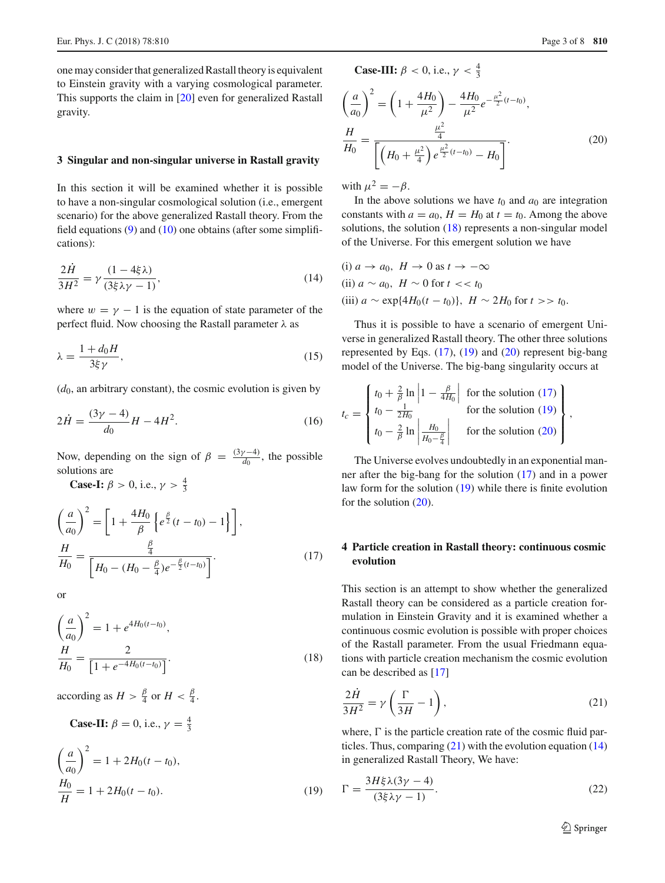one may consider that generalized Rastall theory is equivalent to Einstein gravity with a varying cosmological parameter. This supports the claim in [20] even for generalized Rastall gravity.

## 3 Singular and non-singular universe in Rastall gravity

In this section it will be examined whether it is possible to have a non-singular cosmological solution (i.e., emergent scenario) for the above generalized Rastall theory. From the field equations (9) and (10) one obtains (after some simplifications):

$$\frac{2\dot{H}}{3H^2} = \gamma \frac{(1-4\xi\lambda)}{(3\xi\lambda\gamma - 1)}, \tag{14}$$

where $w = \gamma - 1$ is the equation of state parameter of the perfect fluid. Now choosing the Rastall parameter $\lambda$ as

$$\lambda = \frac{1 + d_0 H}{3\xi\gamma}, \tag{15}$$

($d_0$, an arbitrary constant), the cosmic evolution is given by

$$2\dot{H} = \frac{(3\gamma - 4)}{d_0} H - 4H^2. \tag{16}$$

Now, depending on the sign of $\beta = \frac{(3\gamma-4)}{d_0}$, the possible solutions are

**Case-I:** $\beta > 0$, i.e., $\gamma > \frac{4}{3}$

$$\left(\frac{a}{a_0}\right)^2 = \left[1 + \frac{4H_0}{\beta}\left\{e^{\frac{\beta}{2}}(t - t_0) - 1\right\}\right],$$
$$\frac{H}{H_0} = \frac{\frac{\beta}{4}}{\left[H_0 - (H_0 - \frac{\beta}{4})e^{-\frac{\beta}{2}(t-t_0)}\right]}. \tag{17}$$

or

$$\left(\frac{a}{a_0}\right)^2 = 1 + e^{4H_0(t-t_0)},$$
$$\frac{H}{H_0} = \frac{2}{\left[1 + e^{-4H_0(t-t_0)}\right]}. \tag{18}$$

according as $H > \frac{\beta}{4}$ or $H < \frac{\beta}{4}$.

**Case-II:** $\beta = 0$, i.e., $\gamma = \frac{4}{3}$

$$\left(\frac{a}{a_0}\right)^2 = 1 + 2H_0(t - t_0),$$
$$\frac{H_0}{H} = 1 + 2H_0(t - t_0). \tag{19}$$

**Case-III:** $\beta < 0$, i.e., $\gamma < \frac{4}{3}$

$$\left(\frac{a}{a_0}\right)^2 = \left(1 + \frac{4H_0}{\mu^2}\right) - \frac{4H_0}{\mu^2} e^{-\frac{\mu^2}{2}(t-t_0)},$$
$$\frac{H}{H_0} = \frac{\frac{\mu^2}{4}}{\left[\left(H_0 + \frac{\mu^2}{4}\right) e^{\frac{\mu^2}{2}(t-t_0)} - H_0\right]}. \tag{20}$$

with $\mu^2 = -\beta$.

In the above solutions we have $t_0$ and $a_0$ are integration constants with $a = a_0$, $H = H_0$ at $t = t_0$. Among the above solutions, the solution (18) represents a non-singular model of the Universe. For this emergent solution we have

(i) $a \to a_0$, $H \to 0$ as $t \to -\infty$
(ii) $a \sim a_0$, $H \sim 0$ for $t << t_0$
(iii) $a \sim \exp\{4H_0(t - t_0)\}$, $H \sim 2H_0$ for $t >> t_0$.

Thus it is possible to have a scenario of emergent Universe in generalized Rastall theory. The other three solutions represented by Eqs. (17), (19) and (20) represent big-bang model of the Universe. The big-bang singularity occurs at

$$t_c = \begin{Bmatrix} t_0 + \frac{2}{\beta}\ln\left|1 - \frac{\beta}{4H_0}\right| & \text{for the solution (17)} \\ t_0 - \frac{1}{2H_0} & \text{for the solution (19)} \\ t_0 - \frac{2}{\beta}\ln\left|\frac{H_0}{H_0 - \frac{\beta}{4}}\right| & \text{for the solution (20)} \end{Bmatrix},$$

The Universe evolves undoubtedly in an exponential manner after the big-bang for the solution (17) and in a power law form for the solution (19) while there is finite evolution for the solution (20).

## 4 Particle creation in Rastall theory: continuous cosmic evolution

This section is an attempt to show whether the generalized Rastall theory can be considered as a particle creation formulation in Einstein Gravity and it is examined whether a continuous cosmic evolution is possible with proper choices of the Rastall parameter. From the usual Friedmann equations with particle creation mechanism the cosmic evolution can be described as [17]

$$\frac{2\dot{H}}{3H^2} = \gamma\left(\frac{\Gamma}{3H} - 1\right), \tag{21}$$

where, $\Gamma$ is the particle creation rate of the cosmic fluid particles. Thus, comparing (21) with the evolution equation (14) in generalized Rastall Theory, We have:

$$\Gamma = \frac{3H\xi\lambda(3\gamma - 4)}{(3\xi\lambda\gamma - 1)}. \tag{22}$$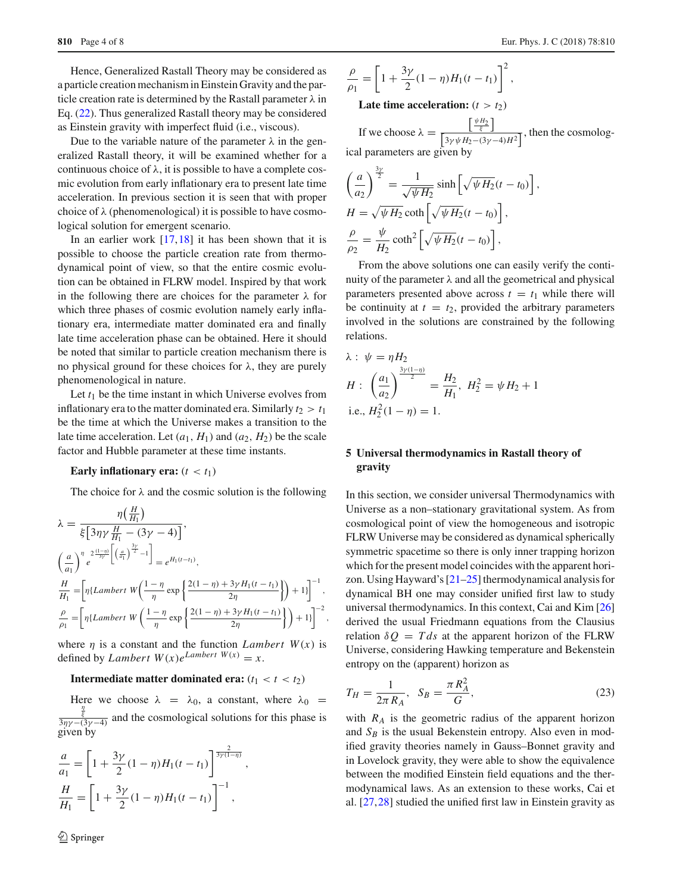Hence, Generalized Rastall Theory may be considered as a particle creation mechanism in Einstein Gravity and the particle creation rate is determined by the Rastall parameter $\lambda$ in Eq. (22). Thus generalized Rastall theory may be considered as Einstein gravity with imperfect fluid (i.e., viscous).

Due to the variable nature of the parameter $\lambda$ in the generalized Rastall theory, it will be examined whether for a continuous choice of $\lambda$, it is possible to have a complete cosmic evolution from early inflationary era to present late time acceleration. In previous section it is seen that with proper choice of $\lambda$ (phenomenological) it is possible to have cosmological solution for emergent scenario.

In an earlier work [17,18] it has been shown that it is possible to choose the particle creation rate from thermodynamical point of view, so that the entire cosmic evolution can be obtained in FLRW model. Inspired by that work in the following there are choices for the parameter $\lambda$ for which three phases of cosmic evolution namely early inflationary era, intermediate matter dominated era and finally late time acceleration phase can be obtained. Here it should be noted that similar to particle creation mechanism there is no physical ground for these choices for $\lambda$, they are purely phenomenological in nature.

Let $t_1$ be the time instant in which Universe evolves from inflationary era to the matter dominated era. Similarly $t_2 > t_1$ be the time at which the Universe makes a transition to the late time acceleration. Let $(a_1, H_1)$ and $(a_2, H_2)$ be the scale factor and Hubble parameter at these time instants.

**Early inflationary era:** $(t < t_1)$

The choice for $\lambda$ and the cosmic solution is the following

$$\lambda = \frac{\eta\left(\frac{H}{H_1}\right)}{\xi\left[3\eta\gamma\frac{H}{H_1} - (3\gamma - 4)\right]},$$

$$\left(\frac{a}{a_1}\right)^{\eta} e^{\frac{2(1-\eta)}{3\gamma}\left[\left(\frac{a}{a_1}\right)^{\frac{3\gamma}{2}} - 1\right]} = e^{H_1(t-t_1)},$$

$$\frac{H}{H_1} = \left[\eta\left\{Lambert\ W\left(\frac{1-\eta}{\eta}\exp\left\{\frac{2(1-\eta) + 3\gamma H_1(t-t_1)}{2\eta}\right\}\right) + 1\right\}\right]^{-1},$$

$$\frac{\rho}{\rho_1} = \left[\eta\left\{Lambert\ W\left(\frac{1-\eta}{\eta}\exp\left\{\frac{2(1-\eta) + 3\gamma H_1(t-t_1)}{2\eta}\right\}\right) + 1\right\}\right]^{-2},$$

where $\eta$ is a constant and the function $Lambert\ W(x)$ is defined by $Lambert\ W(x)e^{Lambert\ W(x)} = x$.

**Intermediate matter dominated era:** $(t_1 < t < t_2)$

Here we choose $\lambda = \lambda_0$, a constant, where $\lambda_0 = \frac{\frac{\eta}{\xi}}{3\eta\gamma - (3\gamma - 4)}$ and the cosmological solutions for this phase is given by

$$\frac{a}{a_1} = \left[1 + \frac{3\gamma}{2}(1-\eta)H_1(t-t_1)\right]^{\frac{2}{3\gamma(1-\eta)}},$$

$$\frac{H}{H_1} = \left[1 + \frac{3\gamma}{2}(1-\eta)H_1(t-t_1)\right]^{-1},$$

$$\frac{\rho}{\rho_1} = \left[1 + \frac{3\gamma}{2}(1-\eta)H_1(t-t_1)\right]^{2},$$

**Late time acceleration:** $(t > t_2)$

If we choose $\lambda = \frac{\left[\frac{\psi H_2}{\xi}\right]}{\left[3\gamma\psi H_2 - (3\gamma - 4)H^2\right]}$, then the cosmological parameters are given by

$$\left(\frac{a}{a_2}\right)^{\frac{3\gamma}{2}} = \frac{1}{\sqrt{\psi H_2}}\sinh\left[\sqrt{\psi H_2}(t-t_0)\right],$$

$$H = \sqrt{\psi H_2}\coth\left[\sqrt{\psi H_2}(t-t_0)\right],$$

$$\frac{\rho}{\rho_2} = \frac{\psi}{H_2}\coth^2\left[\sqrt{\psi H_2}(t-t_0)\right],$$

From the above solutions one can easily verify the continuity of the parameter $\lambda$ and all the geometrical and physical parameters presented above across $t = t_1$ while there will be continuity at $t = t_2$, provided the arbitrary parameters involved in the solutions are constrained by the following relations.

$$\lambda:\ \psi = \eta H_2$$

$$H:\ \left(\frac{a_1}{a_2}\right)^{\frac{3\gamma(1-\eta)}{2}} = \frac{H_2}{H_1},\ H_2^2 = \psi H_2 + 1$$

$$\text{i.e., } H_2^2(1-\eta) = 1.$$

## 5 Universal thermodynamics in Rastall theory of gravity

In this section, we consider universal Thermodynamics with Universe as a non–stationary gravitational system. As from cosmological point of view the homogeneous and isotropic FLRW Universe may be considered as dynamical spherically symmetric spacetime so there is only inner trapping horizon which for the present model coincides with the apparent horizon. Using Hayward's [21–25] thermodynamical analysis for dynamical BH one may consider unified first law to study universal thermodynamics. In this context, Cai and Kim [26] derived the usual Friedmann equations from the Clausius relation $\delta Q = Tds$ at the apparent horizon of the FLRW Universe, considering Hawking temperature and Bekenstein entropy on the (apparent) horizon as

$$T_H = \frac{1}{2\pi R_A},\quad S_B = \frac{\pi R_A^2}{G}, \tag{23}$$

with $R_A$ is the geometric radius of the apparent horizon and $S_B$ is the usual Bekenstein entropy. Also even in modified gravity theories namely in Gauss–Bonnet gravity and in Lovelock gravity, they were able to show the equivalence between the modified Einstein field equations and the thermodynamical laws. As an extension to these works, Cai et al. [27,28] studied the unified first law in Einstein gravity as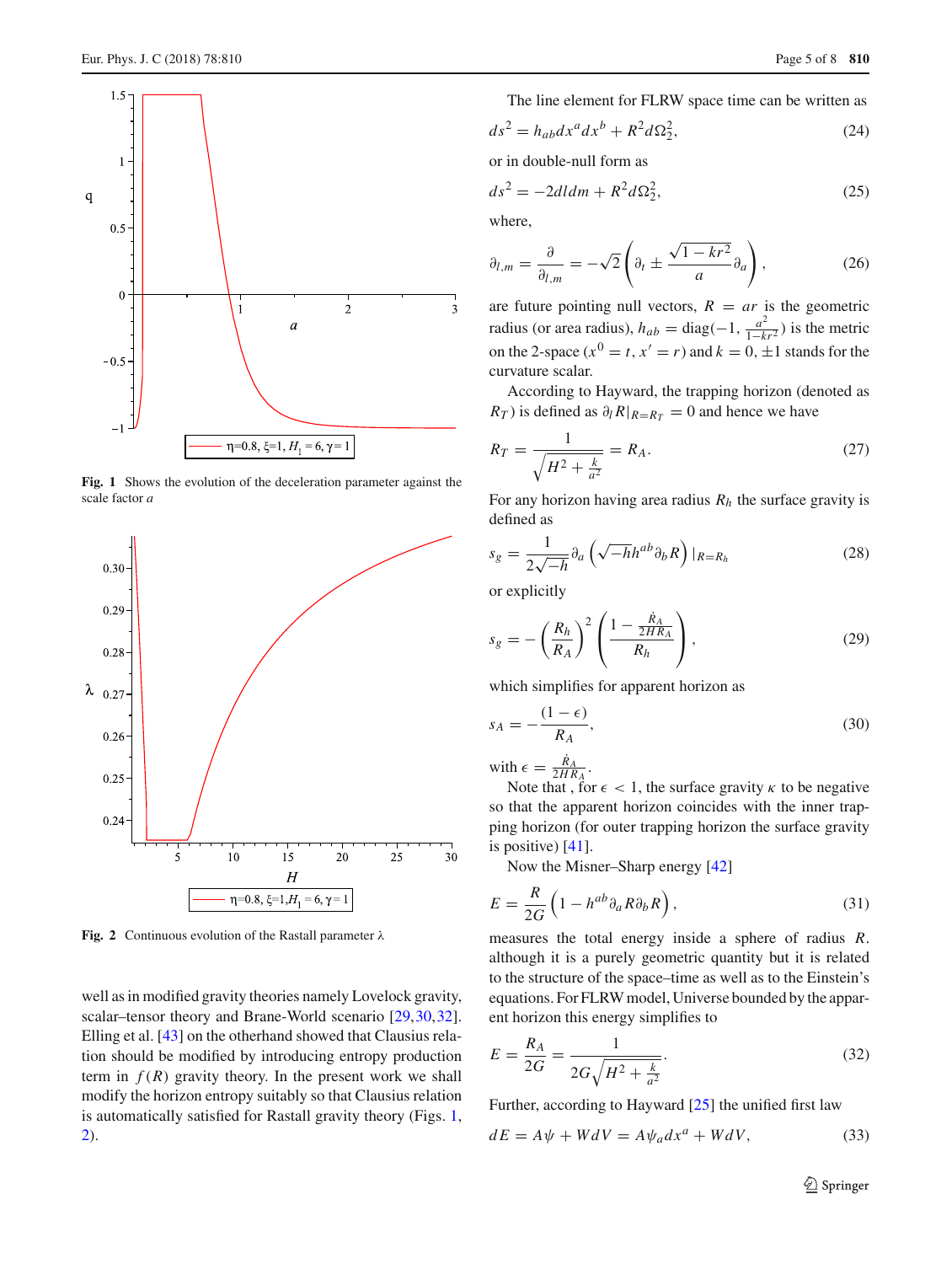Fig. 1 Shows the evolution of the deceleration parameter against the scale factor $a$

Fig. 2 Continuous evolution of the Rastall parameter $\lambda$

well as in modified gravity theories namely Lovelock gravity, scalar–tensor theory and Brane-World scenario [29,30,32]. Elling et al. [43] on the otherhand showed that Clausius relation should be modified by introducing entropy production term in $f(R)$ gravity theory. In the present work we shall modify the horizon entropy suitably so that Clausius relation is automatically satisfied for Rastall gravity theory (Figs. 1, 2).

The line element for FLRW space time can be written as

$$ds^2 = h_{ab}dx^a dx^b + R^2 d\Omega_2^2, \tag{24}$$

or in double-null form as

$$ds^2 = -2dldm + R^2 d\Omega_2^2, \tag{25}$$

where,

$$\partial_{l,m} = \frac{\partial}{\partial_{l,m}} = -\sqrt{2}\left(\partial_t \pm \frac{\sqrt{1-kr^2}}{a}\partial_a\right), \tag{26}$$

are future pointing null vectors, $R = ar$ is the geometric radius (or area radius), $h_{ab} = \text{diag}(-1, \frac{a^2}{1-kr^2})$ is the metric on the 2-space ($x^0 = t, x' = r$) and $k = 0, \pm 1$ stands for the curvature scalar.

According to Hayward, the trapping horizon (denoted as $R_T$) is defined as $\partial_l R|_{R=R_T} = 0$ and hence we have

$$R_T = \frac{1}{\sqrt{H^2 + \frac{k}{a^2}}} = R_A. \tag{27}$$

For any horizon having area radius $R_h$ the surface gravity is defined as

$$s_g = \frac{1}{2\sqrt{-h}}\partial_a\left(\sqrt{-h}h^{ab}\partial_b R\right)|_{R=R_h} \tag{28}$$

or explicitly

$$s_g = -\left(\frac{R_h}{R_A}\right)^2\left(\frac{1-\frac{\dot{R}_A}{2HR_A}}{R_h}\right), \tag{29}$$

which simplifies for apparent horizon as

$$s_A = -\frac{(1-\epsilon)}{R_A}, \tag{30}$$

with $\epsilon = \frac{\dot{R}_A}{2HR_A}$.

Note that , for $\epsilon < 1$, the surface gravity $\kappa$ to be negative so that the apparent horizon coincides with the inner trapping horizon (for outer trapping horizon the surface gravity is positive) [41].

Now the Misner–Sharp energy [42]

$$E = \frac{R}{2G}\left(1 - h^{ab}\partial_a R \partial_b R\right), \tag{31}$$

measures the total energy inside a sphere of radius $R$. although it is a purely geometric quantity but it is related to the structure of the space–time as well as to the Einstein's equations. For FLRW model, Universe bounded by the apparent horizon this energy simplifies to

$$E = \frac{R_A}{2G} = \frac{1}{2G\sqrt{H^2 + \frac{k}{a^2}}}. \tag{32}$$

Further, according to Hayward [25] the unified first law

$$dE = A\psi + WdV = A\psi_a dx^a + WdV, \tag{33}$$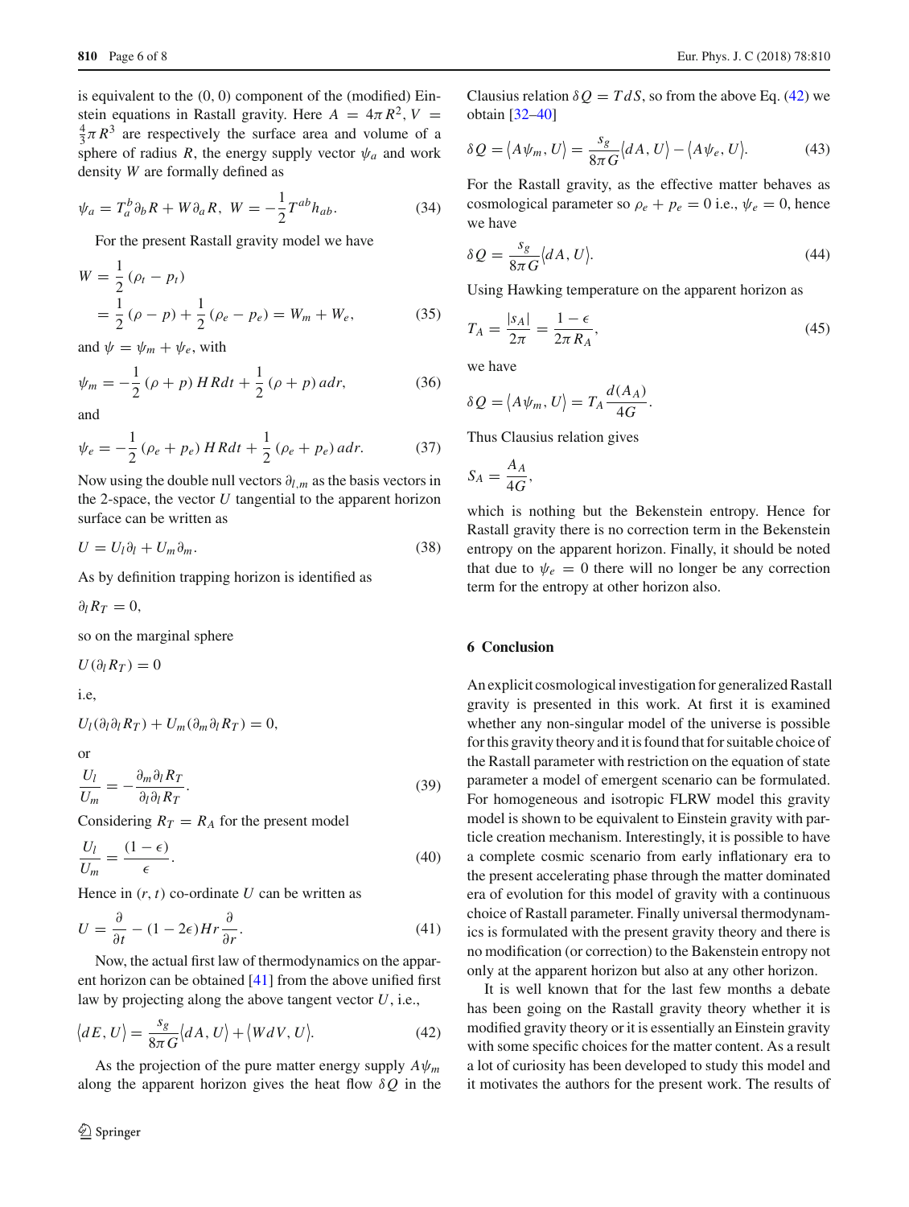is equivalent to the (0, 0) component of the (modified) Einstein equations in Rastall gravity. Here $A = 4\pi R^2$, $V = \frac{4}{3}\pi R^3$ are respectively the surface area and volume of a sphere of radius $R$, the energy supply vector $\psi_a$ and work density $W$ are formally defined as

$$\psi_a = T_a^b \partial_b R + W \partial_a R, \;\; W = -\frac{1}{2} T^{ab} h_{ab}. \tag{34}$$

For the present Rastall gravity model we have

$$\begin{aligned} W &= \frac{1}{2}\left(\rho_t - p_t\right) \\ &= \frac{1}{2}\left(\rho - p\right) + \frac{1}{2}\left(\rho_e - p_e\right) = W_m + W_e, \end{aligned} \tag{35}$$

and $\psi = \psi_m + \psi_e$, with

$$\psi_m = -\frac{1}{2}\left(\rho + p\right) HRdt + \frac{1}{2}\left(\rho + p\right) adr, \tag{36}$$

and

$$\psi_e = -\frac{1}{2}\left(\rho_e + p_e\right) HRdt + \frac{1}{2}\left(\rho_e + p_e\right) adr. \tag{37}$$

Now using the double null vectors $\partial_{l,m}$ as the basis vectors in the 2-space, the vector $U$ tangential to the apparent horizon surface can be written as

$$U = U_l \partial_l + U_m \partial_m. \tag{38}$$

As by definition trapping horizon is identified as

$$\partial_l R_T = 0,$$

so on the marginal sphere

$$U(\partial_l R_T) = 0$$

i.e,

$$U_l(\partial_l \partial_l R_T) + U_m(\partial_m \partial_l R_T) = 0,$$

or

$$\frac{U_l}{U_m} = -\frac{\partial_m \partial_l R_T}{\partial_l \partial_l R_T}. \tag{39}$$

Considering $R_T = R_A$ for the present model

$$\frac{U_l}{U_m} = \frac{(1-\epsilon)}{\epsilon}. \tag{40}$$

Hence in $(r, t)$ co-ordinate $U$ can be written as

$$U = \frac{\partial}{\partial t} - (1 - 2\epsilon) Hr \frac{\partial}{\partial r}. \tag{41}$$

Now, the actual first law of thermodynamics on the apparent horizon can be obtained [41] from the above unified first law by projecting along the above tangent vector $U$, i.e.,

$$\langle dE, U \rangle = \frac{s_g}{8\pi G}\langle dA, U \rangle + \langle W dV, U \rangle. \tag{42}$$

As the projection of the pure matter energy supply $A\psi_m$ along the apparent horizon gives the heat flow $\delta Q$ in the Clausius relation $\delta Q = T dS$, so from the above Eq. (42) we obtain [32–40]

$$\delta Q = \langle A\psi_m, U \rangle = \frac{s_g}{8\pi G}\langle dA, U \rangle - \langle A\psi_e, U \rangle. \tag{43}$$

For the Rastall gravity, as the effective matter behaves as cosmological parameter so $\rho_e + p_e = 0$ i.e., $\psi_e = 0$, hence we have

$$\delta Q = \frac{s_g}{8\pi G}\langle dA, U \rangle. \tag{44}$$

Using Hawking temperature on the apparent horizon as

$$T_A = \frac{|s_A|}{2\pi} = \frac{1-\epsilon}{2\pi R_A}, \tag{45}$$

we have

$$\delta Q = \langle A\psi_m, U \rangle = T_A \frac{d(A_A)}{4G}.$$

Thus Clausius relation gives

$$S_A = \frac{A_A}{4G},$$

which is nothing but the Bekenstein entropy. Hence for Rastall gravity there is no correction term in the Bekenstein entropy on the apparent horizon. Finally, it should be noted that due to $\psi_e = 0$ there will no longer be any correction term for the entropy at other horizon also.

## 6 Conclusion

An explicit cosmological investigation for generalized Rastall gravity is presented in this work. At first it is examined whether any non-singular model of the universe is possible for this gravity theory and it is found that for suitable choice of the Rastall parameter with restriction on the equation of state parameter a model of emergent scenario can be formulated. For homogeneous and isotropic FLRW model this gravity model is shown to be equivalent to Einstein gravity with particle creation mechanism. Interestingly, it is possible to have a complete cosmic scenario from early inflationary era to the present accelerating phase through the matter dominated era of evolution for this model of gravity with a continuous choice of Rastall parameter. Finally universal thermodynamics is formulated with the present gravity theory and there is no modification (or correction) to the Bakenstein entropy not only at the apparent horizon but also at any other horizon.

It is well known that for the last few months a debate has been going on the Rastall gravity theory whether it is modified gravity theory or it is essentially an Einstein gravity with some specific choices for the matter content. As a result a lot of curiosity has been developed to study this model and it motivates the authors for the present work. The results of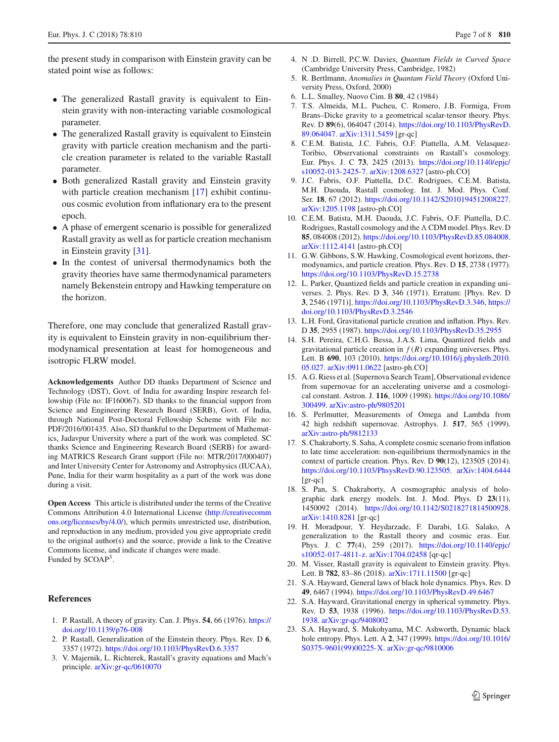the present study in comparison with Einstein gravity can be stated point wise as follows:

- The generalized Rastall gravity is equivalent to Einstein gravity with non-interacting variable cosmological parameter.
- The generalized Rastall gravity is equivalent to Einstein gravity with particle creation mechanism and the particle creation parameter is related to the variable Rastall parameter.
- Both generalized Rastall gravity and Einstein gravity with particle creation mechanism [17] exhibit continuous cosmic evolution from inflationary era to the present epoch.
- A phase of emergent scenario is possible for generalized Rastall gravity as well as for particle creation mechanism in Einstein gravity [31].
- In the contest of universal thermodynamics both the gravity theories have same thermodynamical parameters namely Bekenstein entropy and Hawking temperature on the horizon.

Therefore, one may conclude that generalized Rastall gravity is equivalent to Einstein gravity in non-equilibrium thermodynamical presentation at least for homogeneous and isotropic FLRW model.

**Acknowledgements** Author DD thanks Department of Science and Technology (DST), Govt. of India for awarding Inspire research fellowship (File no: IF160067). SD thanks to the financial support from Science and Engineering Research Board (SERB), Govt. of India, through National Post-Doctoral Fellowship Scheme with File no: PDF/2016/001435. Also, SD thankful to the Department of Mathematics, Jadavpur University where a part of the work was completed. SC thanks Science and Engineering Research Board (SERB) for awarding MATRICS Research Grant support (File no: MTR/2017/000407) and Inter University Center for Astronomy and Astrophysics (IUCAA), Pune, India for their warm hospitality as a part of the work was done during a visit.

**Open Access** This article is distributed under the terms of the Creative Commons Attribution 4.0 International License (http://creativecommons.org/licenses/by/4.0/), which permits unrestricted use, distribution, and reproduction in any medium, provided you give appropriate credit to the original author(s) and the source, provide a link to the Creative Commons license, and indicate if changes were made.
Funded by SCOAP[3].

## References

1. P. Rastall, A theory of gravity. Can. J. Phys. **54**, 66 (1976). https://doi.org/10.1139/p76-008
2. P. Rastall, Generalization of the Einstein theory. Phys. Rev. D **6**, 3357 (1972). https://doi.org/10.1103/PhysRevD.6.3357
3. V. Majernik, L. Richterek, Rastall's gravity equations and Mach's principle. arXiv:gr-qc/0610070
4. N .D. Birrell, P.C.W. Davies, *Quantum Fields in Curved Space* (Cambridge University Press, Cambridge, 1982)
5. R. Bertlmann, *Anomalies in Quantum Field Theory* (Oxford University Press, Oxford, 2000)
6. L.L. Smalley, Nuovo Cim. B **80**, 42 (1984)
7. T.S. Almeida, M.L. Pucheu, C. Romero, J.B. Formiga, From Brans–Dicke gravity to a geometrical scalar-tensor theory. Phys. Rev. D **89**(6), 064047 (2014). https://doi.org/10.1103/PhysRevD.89.064047. arXiv:1311.5459 [gr-qc]
8. C.E.M. Batista, J.C. Fabris, O.F. Piattella, A.M. Velasquez-Toribio, Observational constraints on Rastall's cosmology. Eur. Phys. J. C **73**, 2425 (2013). https://doi.org/10.1140/epjc/s10052-013-2425-7. arXiv:1208.6327 [astro-ph.CO]
9. J.C. Fabris, O.F. Piattella, D.C. Rodrigues, C.E.M. Batista, M.H. Daouda, Rastall cosmolog. Int. J. Mod. Phys. Conf. Ser. **18**, 67 (2012). https://doi.org/10.1142/S2010194512008227. arXiv:1205.1198 [astro-ph.CO]
10. C.E.M. Batista, M.H. Daouda, J.C. Fabris, O.F. Piattella, D.C. Rodrigues, Rastall cosmology and the $\Lambda$ CDM model. Phys. Rev. D **85**, 084008 (2012). https://doi.org/10.1103/PhysRevD.85.084008. arXiv:1112.4141 [astro-ph.CO]
11. G.W. Gibbons, S.W. Hawking, Cosmological event horizons, thermodynamics, and particle creation. Phys. Rev. D **15**, 2738 (1977). https://doi.org/10.1103/PhysRevD.15.2738
12. L. Parker, Quantized fields and particle creation in expanding universes. 2. Phys. Rev. D **3**, 346 (1971). Erratum: [Phys. Rev. D **3**, 2546 (1971)]. https://doi.org/10.1103/PhysRevD.3.346, https://doi.org/10.1103/PhysRevD.3.2546
13. L.H. Ford, Gravitational particle creation and inflation. Phys. Rev. D **35**, 2955 (1987). https://doi.org/10.1103/PhysRevD.35.2955
14. S.H. Pereira, C.H.G. Bessa, J.A.S. Lima, Quantized fields and gravitational particle creation in $f(R)$ expanding universes. Phys. Lett. B **690**, 103 (2010). https://doi.org/10.1016/j.physletb.2010.05.027. arXiv:0911.0622 [astro-ph.CO]
15. A.G. Riess et al. [Supernova Search Team], Observational evidence from supernovae for an accelerating universe and a cosmological constant. Astron. J. **116**, 1009 (1998). https://doi.org/10.1086/300499. arXiv:astro-ph/9805201
16. S. Perlmutter, Measurements of Omega and Lambda from 42 high redshift supernovae. Astrophys. J. **517**, 565 (1999). arXiv:astro-ph/9812133
17. S. Chakraborty, S. Saha, A complete cosmic scenario from inflation to late time acceleration: non-equilibrium thermodynamics in the context of particle creation. Phys. Rev. D **90**(12), 123505 (2014). https://doi.org/10.1103/PhsysRevD.90.123505. arXiv:1404.6444 [gr-qc]
18. S. Pan, S. Chakraborty, A cosmographic analysis of holographic dark energy models. Int. J. Mod. Phys. D **23**(11), 1450092 (2014). https://doi.org/10.1142/S0218271814500928. arXiv:1410.8281 [gr-qc]
19. H. Moradpour, Y. Heydarzade, F. Darabi, I.G. Salako, A generalization to the Rastall theory and cosmic eras. Eur. Phys. J. C **77**(4), 259 (2017). https://doi.org/10.1140/epjc/s10052-017-4811-z. arXiv:1704.02458 [qr-qc]
20. M. Visser, Rastall gravity is equivalent to Einstein gravity. Phys. Lett. B **782**, 83–86 (2018). arXiv:1711.11500 [gr-qc]
21. S.A. Hayward, General laws of black hole dynamics. Phys. Rev. D **49**, 6467 (1994). https://doi.org/10.1103/PhysRevD.49.6467
22. S.A. Hayward, Gravitational energy in spherical symmetry. Phys. Rev. D **53**, 1938 (1996). https://doi.org/10.1103/PhysRevD.53.1938. arXiv:gr-qc/9408002
23. S.A. Hayward, S. Mukohyama, M.C. Ashworth, Dynamic black hole entropy. Phys. Lett. A **2**, 347 (1999). https://doi.org/10.1016/S0375-9601(99)00225-X. arXiv:gr-qc/9810006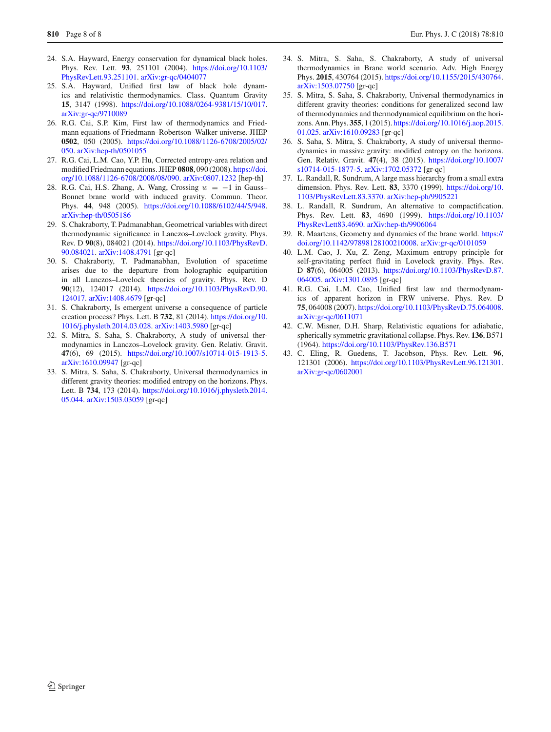24. S.A. Hayward, Energy conservation for dynamical black holes. Phys. Rev. Lett. **93**, 251101 (2004). https://doi.org/10.1103/PhysRevLett.93.251101. arXiv:gr-qc/0404077
25. S.A. Hayward, Unified first law of black hole dynamics and relativistic thermodynamics. Class. Quantum Gravity **15**, 3147 (1998). https://doi.org/10.1088/0264-9381/15/10/017. arXiv:gr-qc/9710089
26. R.G. Cai, S.P. Kim, First law of thermodynamics and Friedmann equations of Friedmann–Robertson–Walker universe. JHEP **0502**, 050 (2005). https://doi.org/10.1088/1126-6708/2005/02/050. arXiv:hep-th/0501055
27. R.G. Cai, L.M. Cao, Y.P. Hu, Corrected entropy-area relation and modified Friedmann equations. JHEP **0808**, 090 (2008). https://doi.org/10.1088/1126-6708/2008/08/090. arXiv:0807.1232 [hep-th]
28. R.G. Cai, H.S. Zhang, A. Wang, Crossing $w = -1$ in Gauss–Bonnet brane world with induced gravity. Commun. Theor. Phys. **44**, 948 (2005). https://doi.org/10.1088/6102/44/5/948. arXiv:hep-th/0505186
29. S. Chakraborty, T. Padmanabhan, Geometrical variables with direct thermodynamic significance in Lanczos–Lovelock gravity. Phys. Rev. D **90**(8), 084021 (2014). https://doi.org/10.1103/PhysRevD.90.084021. arXiv:1408.4791 [gr-qc]
30. S. Chakraborty, T. Padmanabhan, Evolution of spacetime arises due to the departure from holographic equipartition in all Lanczos–Lovelock theories of gravity. Phys. Rev. D **90**(12), 124017 (2014). https://doi.org/10.1103/PhysRevD.90.124017. arXiv:1408.4679 [gr-qc]
31. S. Chakraborty, Is emergent universe a consequence of particle creation process? Phys. Lett. B **732**, 81 (2014). https://doi.org/10.1016/j.physletb.2014.03.028. arXiv:1403.5980 [gr-qc]
32. S. Mitra, S. Saha, S. Chakraborty, A study of universal thermodynamics in Lanczos–Lovelock gravity. Gen. Relativ. Gravit. **47**(6), 69 (2015). https://doi.org/10.1007/s10714-015-1913-5. arXiv:1610.09947 [gr-qc]
33. S. Mitra, S. Saha, S. Chakraborty, Universal thermodynamics in different gravity theories: modified entropy on the horizons. Phys. Lett. B **734**, 173 (2014). https://doi.org/10.1016/j.physletb.2014.05.044. arXiv:1503.03059 [gr-qc]
34. S. Mitra, S. Saha, S. Chakraborty, A study of universal thermodynamics in Brane world scenario. Adv. High Energy Phys. **2015**, 430764 (2015). https://doi.org/10.1155/2015/430764. arXiv:1503.07750 [gr-qc]
35. S. Mitra, S. Saha, S. Chakraborty, Universal thermodynamics in different gravity theories: conditions for generalized second law of thermodynamics and thermodynamical equilibrium on the horizons. Ann. Phys. **355**, 1 (2015). https://doi.org/10.1016/j.aop.2015.01.025. arXiv:1610.09283 [gr-qc]
36. S. Saha, S. Mitra, S. Chakraborty, A study of universal thermodynamics in massive gravity: modified entropy on the horizons. Gen. Relativ. Gravit. **47**(4), 38 (2015). https://doi.org/10.1007/s10714-015-1877-5. arXiv:1702.05372 [gr-qc]
37. L. Randall, R. Sundrum, A large mass hierarchy from a small extra dimension. Phys. Rev. Lett. **83**, 3370 (1999). https://doi.org/10.1103/PhysRevLett.83.3370. arXiv:hep-ph/9905221
38. L. Randall, R. Sundrum, An alternative to compactification. Phys. Rev. Lett. **83**, 4690 (1999). https://doi.org/10.1103/PhysRevLett83.4690. arXiv:hep-th/9906064
39. R. Maartens, Geometry and dynamics of the brane world. https://doi.org/10.1142/97898128100210008. arXiv:gr-qc/0101059
40. L.M. Cao, J. Xu, Z. Zeng, Maximum entropy principle for self-gravitating perfect fluid in Lovelock gravity. Phys. Rev. D **87**(6), 064005 (2013). https://doi.org/10.1103/PhysRevD.87.064005. arXiv:1301.0895 [gr-qc]
41. R.G. Cai, L.M. Cao, Unified first law and thermodynamics of apparent horizon in FRW universe. Phys. Rev. D **75**, 064008 (2007). https://doi.org/10.1103/PhysRevD.75.064008. arXiv:gr-qc/0611071
42. C.W. Misner, D.H. Sharp, Relativistic equations for adiabatic, spherically symmetric gravitational collapse. Phys. Rev. **136**, B571 (1964). https://doi.org/10.1103/PhysRev.136.B571
43. C. Eling, R. Guedens, T. Jacobson, Phys. Rev. Lett. **96**, 121301 (2006). https://doi.org/10.1103/PhysRevLett.96.121301. arXiv:gr-qc/0602001